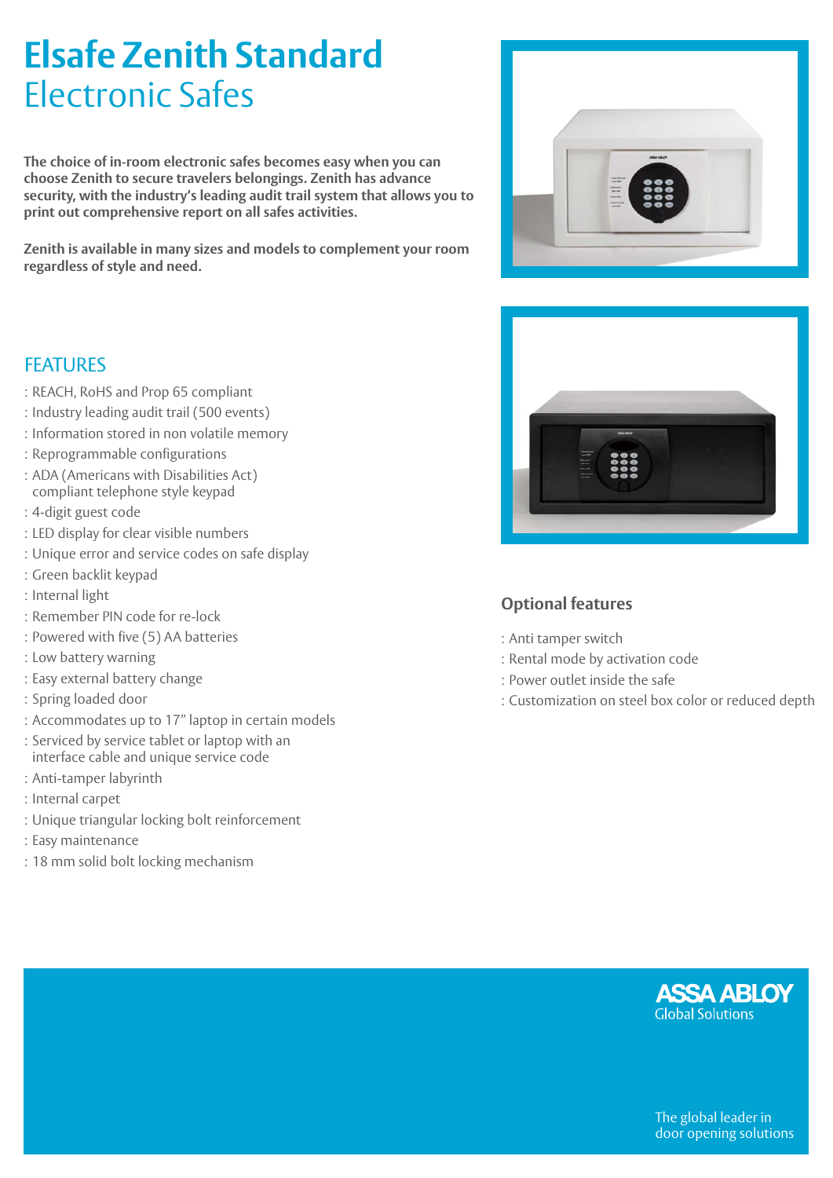# Elsafe Zenith Standard
## Electronic Safes

**The choice of in-room electronic safes becomes easy when you can choose Zenith to secure travelers belongings. Zenith has advance security, with the industry's leading audit trail system that allows you to print out comprehensive report on all safes activities.**

**Zenith is available in many sizes and models to complement your room regardless of style and need.**

## FEATURES

: REACH, RoHS and Prop 65 compliant
: Industry leading audit trail (500 events)
: Information stored in non volatile memory
: Reprogrammable configurations
: ADA (Americans with Disabilities Act) compliant telephone style keypad
: 4-digit guest code
: LED display for clear visible numbers
: Unique error and service codes on safe display
: Green backlit keypad
: Internal light
: Remember PIN code for re-lock
: Powered with five (5) AA batteries
: Low battery warning
: Easy external battery change
: Spring loaded door
: Accommodates up to 17" laptop in certain models
: Serviced by service tablet or laptop with an interface cable and unique service code
: Anti-tamper labyrinth
: Internal carpet
: Unique triangular locking bolt reinforcement
: Easy maintenance
: 18 mm solid bolt locking mechanism

## Optional features

: Anti tamper switch
: Rental mode by activation code
: Power outlet inside the safe
: Customization on steel box color or reduced depth

ASSA ABLOY
Global Solutions

The global leader in door opening solutions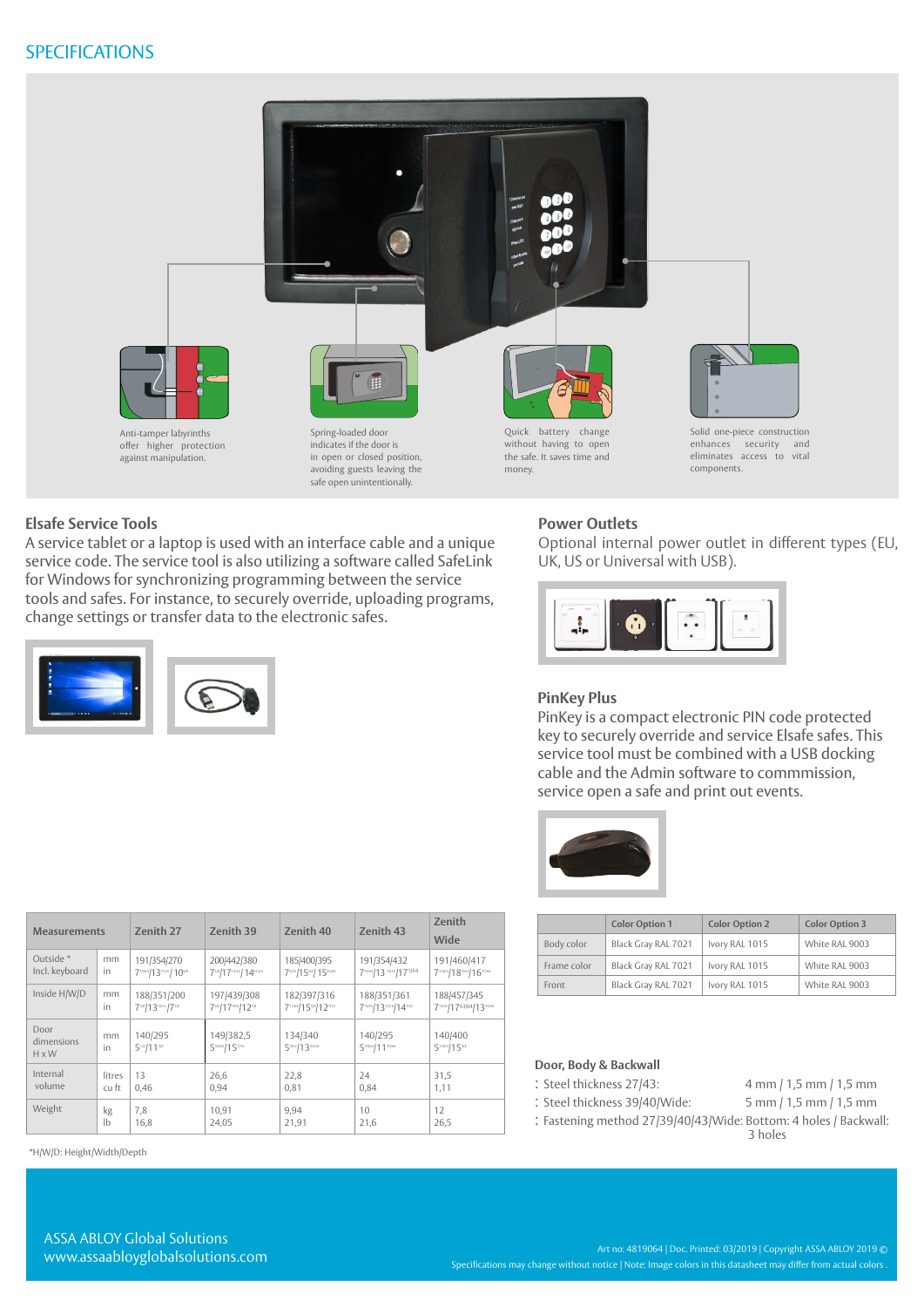# SPECIFICATIONS

Anti-tamper labyrinths offer higher protection against manipulation.

Spring-loaded door indicates if the door is in open or closed position, avoiding guests leaving the safe open unintentionally.

Quick battery change without having to open the safe. It saves time and money.

Solid one-piece construction enhances security and eliminates access to vital components.

## Elsafe Service Tools

A service tablet or a laptop is used with an interface cable and a unique service code. The service tool is also utilizing a software called SafeLink for Windows for synchronizing programming between the service tools and safes. For instance, to securely override, uploading programs, change settings or transfer data to the electronic safes.

## Power Outlets

Optional internal power outlet in different types (EU, UK, US or Universal with USB).

## PinKey Plus

PinKey is a compact electronic PIN code protected key to securely override and service Elsafe safes. This service tool must be combined with a USB docking cable and the Admin software to commmission, service open a safe and print out events.

| Measurements | | Zenith 27 | Zenith 39 | Zenith 40 | Zenith 43 | Zenith Wide |
|---|---|---|---|---|---|---|
| Outside * Incl. keyboard | mm<br>in | 191/354/270<br>7/13/10 | 200/442/380<br>7/17/14 | 185/400/395<br>7/15/15 | 191/354/432<br>7/13/17 | 191/460/417<br>7/18/16 |
| Inside H/W/D | mm<br>in | 188/351/200<br>7/13/7 | 197/439/308<br>7/17/12 | 182/397/316<br>7/15/12 | 188/351/361<br>7/13/14 | 188/457/345<br>7/17/13 |
| Door dimensions H x W | mm<br>in | 140/295<br>5/11 | 149/382,5<br>5/15 | 134/340<br>5/13 | 140/295<br>5/11 | 140/400<br>5/15 |
| Internal volume | litres<br>cu ft | 13<br>0,46 | 26,6<br>0,94 | 22,8<br>0,81 | 24<br>0,84 | 31,5<br>1,11 |
| Weight | kg<br>lb | 7,8<br>16,8 | 10,91<br>24,05 | 9,94<br>21,91 | 10<br>21,6 | 12<br>26,5 |

*H/W/D: Height/Width/Depth

| | Color Option 1 | Color Option 2 | Color Option 3 |
|---|---|---|---|
| Body color | Black Gray RAL 7021 | Ivory RAL 1015 | White RAL 9003 |
| Frame color | Black Gray RAL 7021 | Ivory RAL 1015 | White RAL 9003 |
| Front | Black Gray RAL 7021 | Ivory RAL 1015 | White RAL 9003 |

### Door, Body & Backwall

- Steel thickness 27/43: 4 mm / 1,5 mm / 1,5 mm
- Steel thickness 39/40/Wide: 5 mm / 1,5 mm / 1,5 mm
- Fastening method 27/39/40/43/Wide: Bottom: 4 holes / Backwall: 3 holes

ASSA ABLOY Global Solutions
www.assaabloyglobalsolutions.com

Art no: 4819064 | Doc. Printed: 03/2019 | Copyright ASSA ABLOY 2019 ©
Specifications may change without notice | Note: Image colors in this datasheet may differ from actual colors .